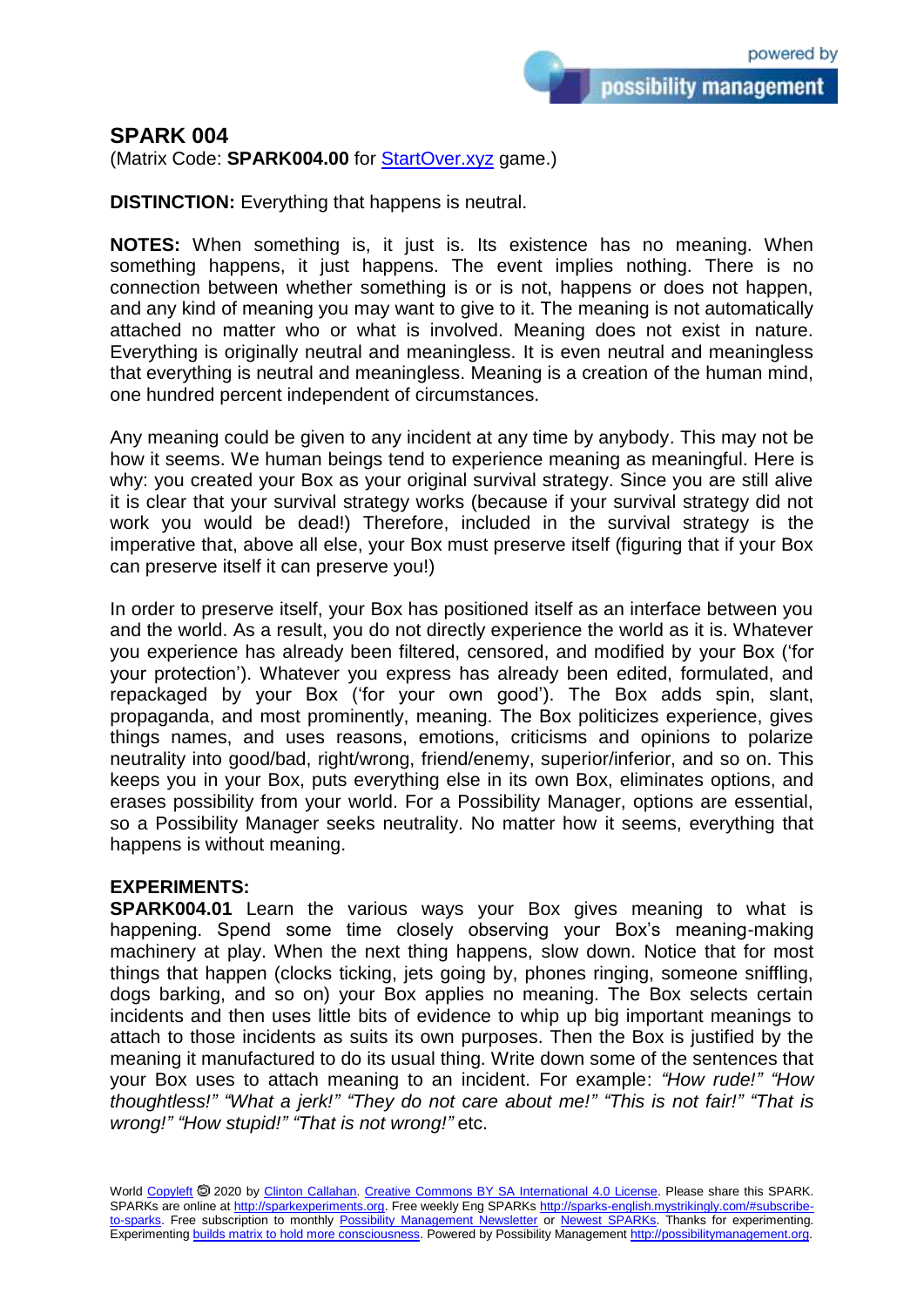# SPARK 004

(Matrix Code: **SPARK004.00** for [StartOver.xyz](StartOver.xyz) game.)

**DISTINCTION:** Everything that happens is neutral.

**NOTES:** When something is, it just is. Its existence has no meaning. When something happens, it just happens. The event implies nothing. There is no connection between whether something is or is not, happens or does not happen, and any kind of meaning you may want to give to it. The meaning is not automatically attached no matter who or what is involved. Meaning does not exist in nature. Everything is originally neutral and meaningless. It is even neutral and meaningless that everything is neutral and meaningless. Meaning is a creation of the human mind, one hundred percent independent of circumstances.

Any meaning could be given to any incident at any time by anybody. This may not be how it seems. We human beings tend to experience meaning as meaningful. Here is why: you created your Box as your original survival strategy. Since you are still alive it is clear that your survival strategy works (because if your survival strategy did not work you would be dead!) Therefore, included in the survival strategy is the imperative that, above all else, your Box must preserve itself (figuring that if your Box can preserve itself it can preserve you!)

In order to preserve itself, your Box has positioned itself as an interface between you and the world. As a result, you do not directly experience the world as it is. Whatever you experience has already been filtered, censored, and modified by your Box ('for your protection'). Whatever you express has already been edited, formulated, and repackaged by your Box ('for your own good'). The Box adds spin, slant, propaganda, and most prominently, meaning. The Box politicizes experience, gives things names, and uses reasons, emotions, criticisms and opinions to polarize neutrality into good/bad, right/wrong, friend/enemy, superior/inferior, and so on. This keeps you in your Box, puts everything else in its own Box, eliminates options, and erases possibility from your world. For a Possibility Manager, options are essential, so a Possibility Manager seeks neutrality. No matter how it seems, everything that happens is without meaning.

**EXPERIMENTS:**

**SPARK004.01** Learn the various ways your Box gives meaning to what is happening. Spend some time closely observing your Box's meaning-making machinery at play. When the next thing happens, slow down. Notice that for most things that happen (clocks ticking, jets going by, phones ringing, someone sniffling, dogs barking, and so on) your Box applies no meaning. The Box selects certain incidents and then uses little bits of evidence to whip up big important meanings to attach to those incidents as suits its own purposes. Then the Box is justified by the meaning it manufactured to do its usual thing. Write down some of the sentences that your Box uses to attach meaning to an incident. For example: *"How rude!" "How thoughtless!" "What a jerk!" "They do not care about me!" "This is not fair!" "That is wrong!" "How stupid!" "That is not wrong!"* etc.

World Copyleft 2020 by Clinton Callahan. Creative Commons BY SA International 4.0 License. Please share this SPARK. SPARKs are online at http://sparkexperiments.org. Free weekly Eng SPARKs http://sparks-english.mystrikingly.com/#subscribe-to-sparks. Free subscription to monthly Possibility Management Newsletter or Newest SPARKs. Thanks for experimenting. Experimenting builds matrix to hold more consciousness. Powered by Possibility Management http://possibilitymanagement.org.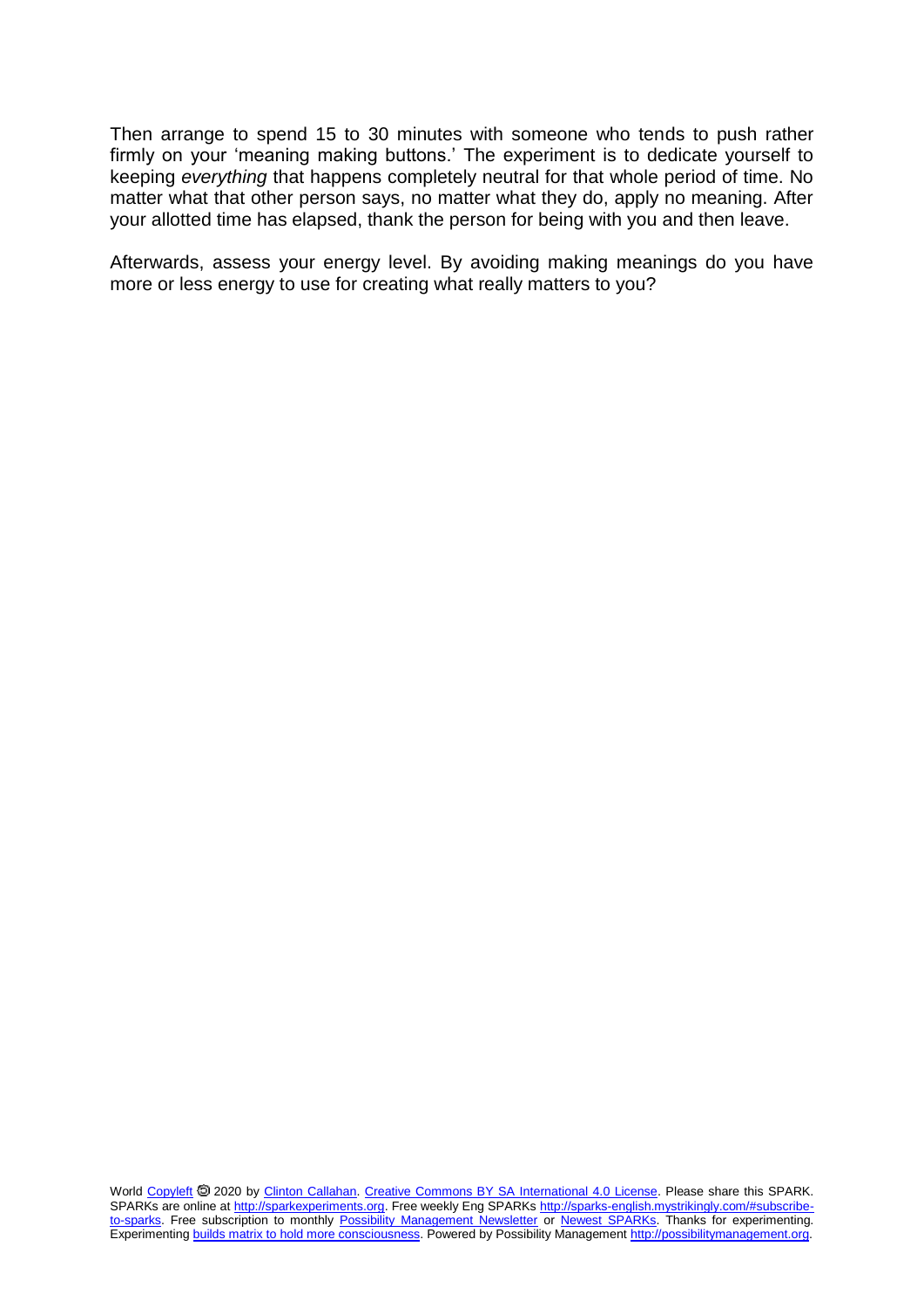Then arrange to spend 15 to 30 minutes with someone who tends to push rather firmly on your 'meaning making buttons.' The experiment is to dedicate yourself to keeping *everything* that happens completely neutral for that whole period of time. No matter what that other person says, no matter what they do, apply no meaning. After your allotted time has elapsed, thank the person for being with you and then leave.

Afterwards, assess your energy level. By avoiding making meanings do you have more or less energy to use for creating what really matters to you?